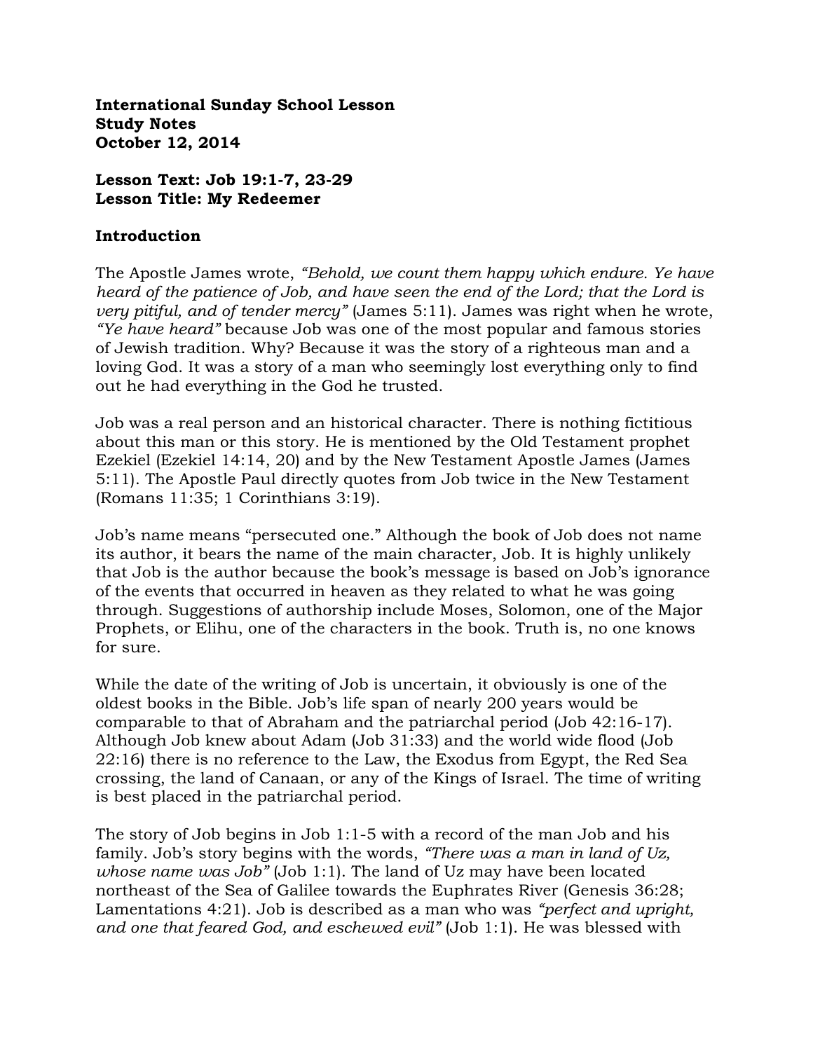**International Sunday School Lesson**
**Study Notes**
**October 12, 2014**

**Lesson Text: Job 19:1-7, 23-29**
**Lesson Title: My Redeemer**

**Introduction**

The Apostle James wrote, *"Behold, we count them happy which endure. Ye have heard of the patience of Job, and have seen the end of the Lord; that the Lord is very pitiful, and of tender mercy"* (James 5:11). James was right when he wrote, *"Ye have heard"* because Job was one of the most popular and famous stories of Jewish tradition. Why? Because it was the story of a righteous man and a loving God. It was a story of a man who seemingly lost everything only to find out he had everything in the God he trusted.

Job was a real person and an historical character. There is nothing fictitious about this man or this story. He is mentioned by the Old Testament prophet Ezekiel (Ezekiel 14:14, 20) and by the New Testament Apostle James (James 5:11). The Apostle Paul directly quotes from Job twice in the New Testament (Romans 11:35; 1 Corinthians 3:19).

Job's name means "persecuted one." Although the book of Job does not name its author, it bears the name of the main character, Job. It is highly unlikely that Job is the author because the book's message is based on Job's ignorance of the events that occurred in heaven as they related to what he was going through. Suggestions of authorship include Moses, Solomon, one of the Major Prophets, or Elihu, one of the characters in the book. Truth is, no one knows for sure.

While the date of the writing of Job is uncertain, it obviously is one of the oldest books in the Bible. Job's life span of nearly 200 years would be comparable to that of Abraham and the patriarchal period (Job 42:16-17). Although Job knew about Adam (Job 31:33) and the world wide flood (Job 22:16) there is no reference to the Law, the Exodus from Egypt, the Red Sea crossing, the land of Canaan, or any of the Kings of Israel. The time of writing is best placed in the patriarchal period.

The story of Job begins in Job 1:1-5 with a record of the man Job and his family. Job's story begins with the words, *"There was a man in land of Uz, whose name was Job"* (Job 1:1). The land of Uz may have been located northeast of the Sea of Galilee towards the Euphrates River (Genesis 36:28; Lamentations 4:21). Job is described as a man who was *"perfect and upright, and one that feared God, and eschewed evil"* (Job 1:1). He was blessed with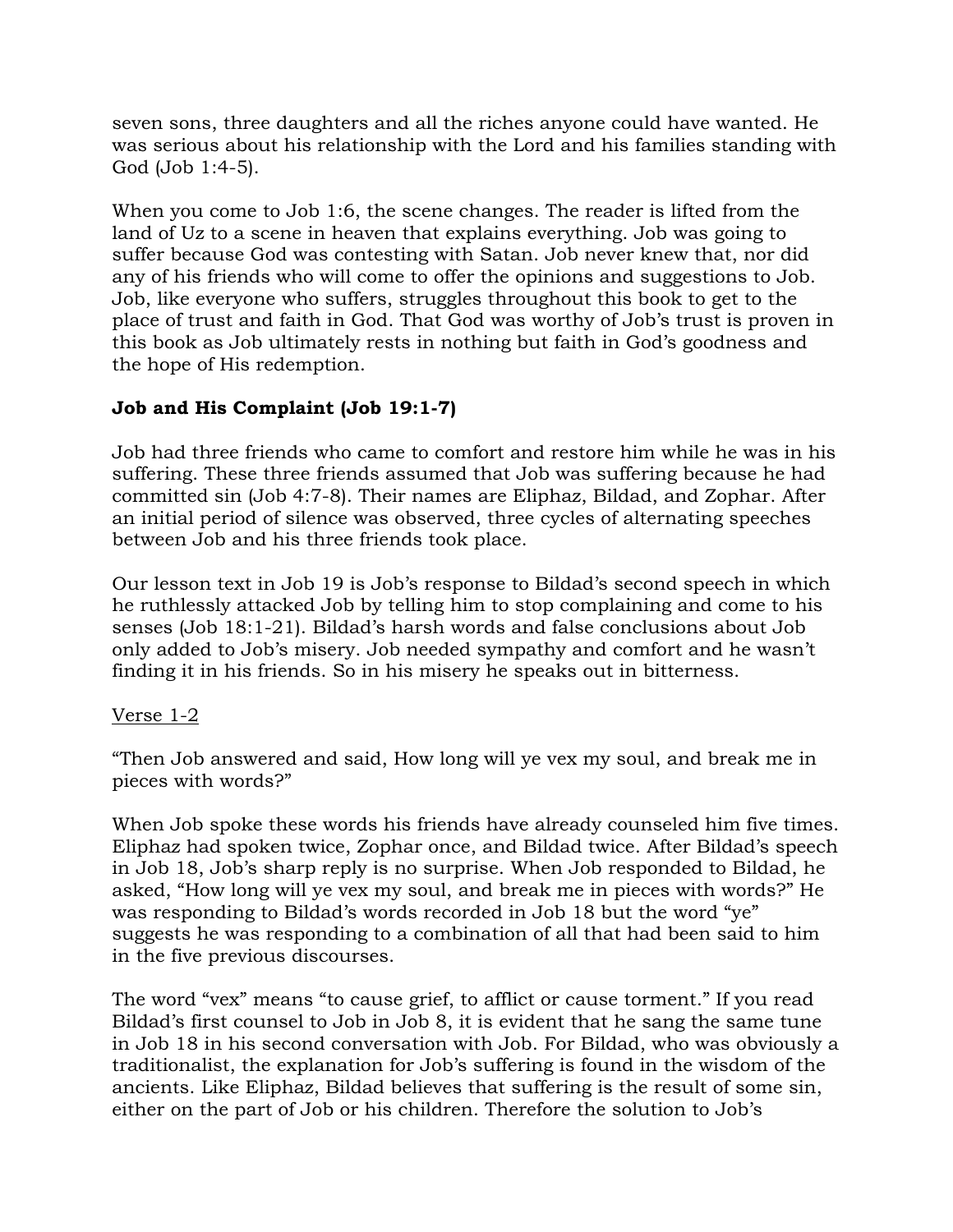seven sons, three daughters and all the riches anyone could have wanted. He was serious about his relationship with the Lord and his families standing with God (Job 1:4-5).

When you come to Job 1:6, the scene changes. The reader is lifted from the land of Uz to a scene in heaven that explains everything. Job was going to suffer because God was contesting with Satan. Job never knew that, nor did any of his friends who will come to offer the opinions and suggestions to Job. Job, like everyone who suffers, struggles throughout this book to get to the place of trust and faith in God. That God was worthy of Job's trust is proven in this book as Job ultimately rests in nothing but faith in God's goodness and the hope of His redemption.

**Job and His Complaint (Job 19:1-7)**

Job had three friends who came to comfort and restore him while he was in his suffering. These three friends assumed that Job was suffering because he had committed sin (Job 4:7-8). Their names are Eliphaz, Bildad, and Zophar. After an initial period of silence was observed, three cycles of alternating speeches between Job and his three friends took place.

Our lesson text in Job 19 is Job's response to Bildad's second speech in which he ruthlessly attacked Job by telling him to stop complaining and come to his senses (Job 18:1-21). Bildad's harsh words and false conclusions about Job only added to Job's misery. Job needed sympathy and comfort and he wasn't finding it in his friends. So in his misery he speaks out in bitterness.

<u>Verse 1-2</u>

"Then Job answered and said, How long will ye vex my soul, and break me in pieces with words?"

When Job spoke these words his friends have already counseled him five times. Eliphaz had spoken twice, Zophar once, and Bildad twice. After Bildad's speech in Job 18, Job's sharp reply is no surprise. When Job responded to Bildad, he asked, "How long will ye vex my soul, and break me in pieces with words?" He was responding to Bildad's words recorded in Job 18 but the word "ye" suggests he was responding to a combination of all that had been said to him in the five previous discourses.

The word "vex" means "to cause grief, to afflict or cause torment." If you read Bildad's first counsel to Job in Job 8, it is evident that he sang the same tune in Job 18 in his second conversation with Job. For Bildad, who was obviously a traditionalist, the explanation for Job's suffering is found in the wisdom of the ancients. Like Eliphaz, Bildad believes that suffering is the result of some sin, either on the part of Job or his children. Therefore the solution to Job's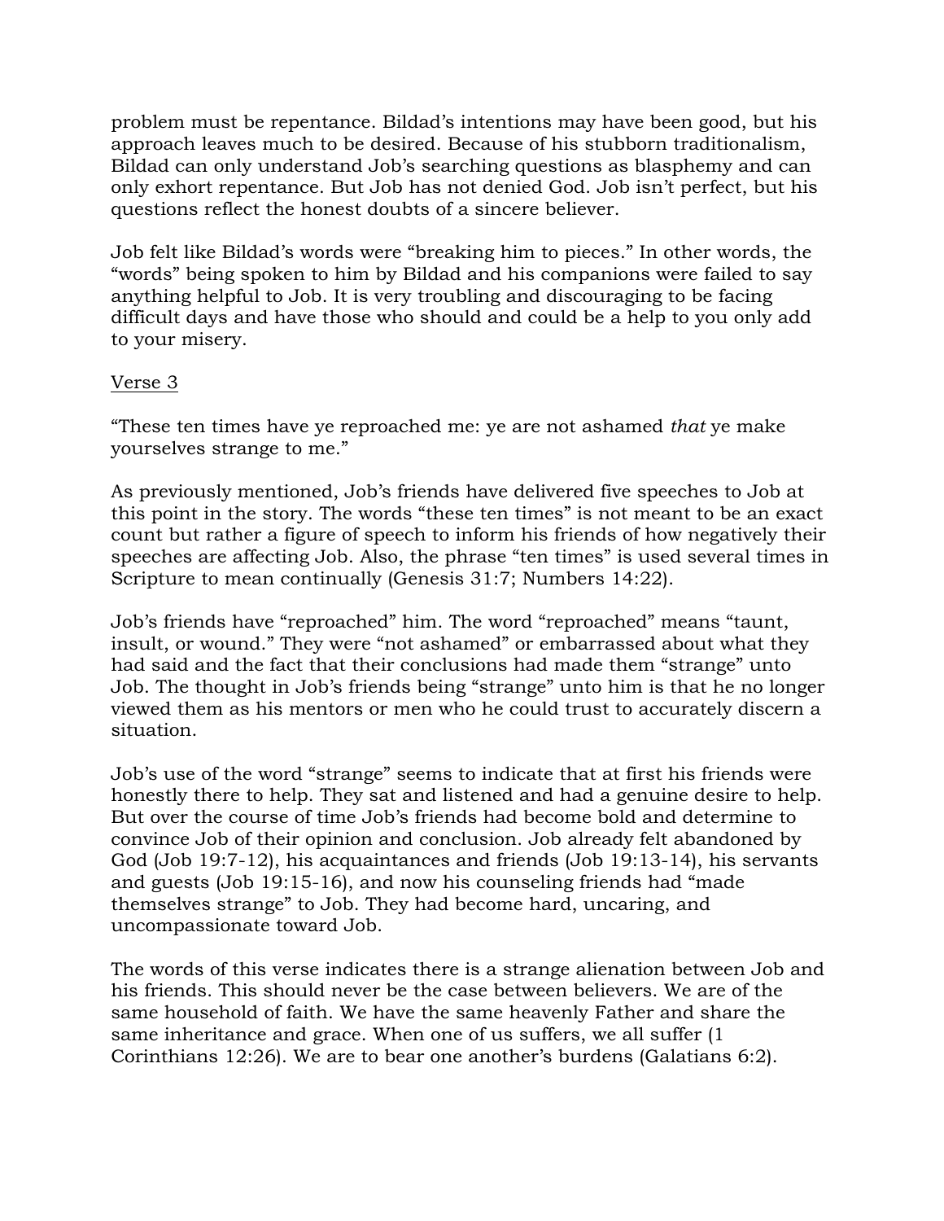problem must be repentance. Bildad's intentions may have been good, but his approach leaves much to be desired. Because of his stubborn traditionalism, Bildad can only understand Job's searching questions as blasphemy and can only exhort repentance. But Job has not denied God. Job isn't perfect, but his questions reflect the honest doubts of a sincere believer.

Job felt like Bildad's words were "breaking him to pieces." In other words, the "words" being spoken to him by Bildad and his companions were failed to say anything helpful to Job. It is very troubling and discouraging to be facing difficult days and have those who should and could be a help to you only add to your misery.

<u>Verse 3</u>

"These ten times have ye reproached me: ye are not ashamed *that* ye make yourselves strange to me."

As previously mentioned, Job's friends have delivered five speeches to Job at this point in the story. The words "these ten times" is not meant to be an exact count but rather a figure of speech to inform his friends of how negatively their speeches are affecting Job. Also, the phrase "ten times" is used several times in Scripture to mean continually (Genesis 31:7; Numbers 14:22).

Job's friends have "reproached" him. The word "reproached" means "taunt, insult, or wound." They were "not ashamed" or embarrassed about what they had said and the fact that their conclusions had made them "strange" unto Job. The thought in Job's friends being "strange" unto him is that he no longer viewed them as his mentors or men who he could trust to accurately discern a situation.

Job's use of the word "strange" seems to indicate that at first his friends were honestly there to help. They sat and listened and had a genuine desire to help. But over the course of time Job's friends had become bold and determine to convince Job of their opinion and conclusion. Job already felt abandoned by God (Job 19:7-12), his acquaintances and friends (Job 19:13-14), his servants and guests (Job 19:15-16), and now his counseling friends had "made themselves strange" to Job. They had become hard, uncaring, and uncompassionate toward Job.

The words of this verse indicates there is a strange alienation between Job and his friends. This should never be the case between believers. We are of the same household of faith. We have the same heavenly Father and share the same inheritance and grace. When one of us suffers, we all suffer (1 Corinthians 12:26). We are to bear one another's burdens (Galatians 6:2).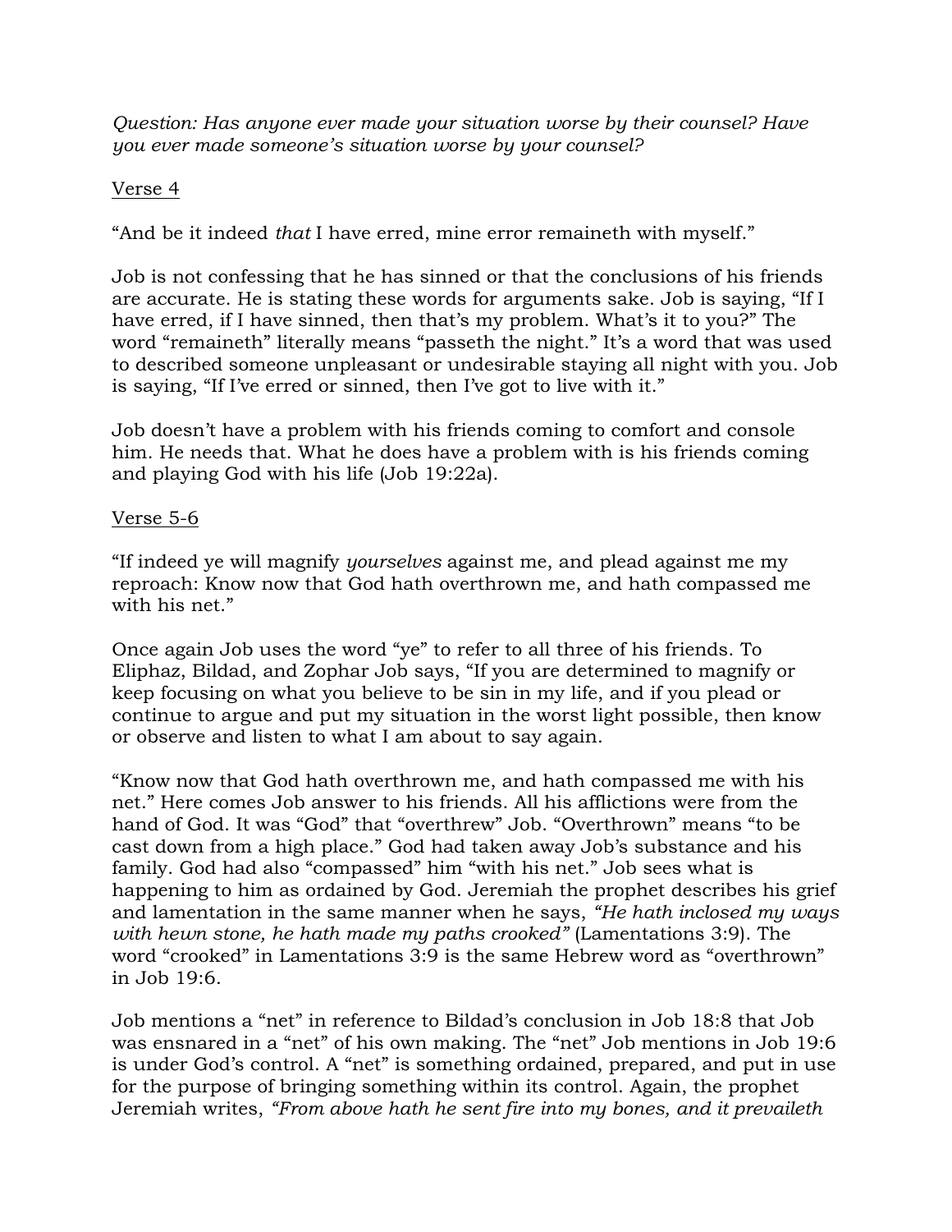*Question: Has anyone ever made your situation worse by their counsel? Have you ever made someone's situation worse by your counsel?*

<u>Verse 4</u>

"And be it indeed *that* I have erred, mine error remaineth with myself."

Job is not confessing that he has sinned or that the conclusions of his friends are accurate. He is stating these words for arguments sake. Job is saying, "If I have erred, if I have sinned, then that's my problem. What's it to you?" The word "remaineth" literally means "passeth the night." It's a word that was used to described someone unpleasant or undesirable staying all night with you. Job is saying, "If I've erred or sinned, then I've got to live with it."

Job doesn't have a problem with his friends coming to comfort and console him. He needs that. What he does have a problem with is his friends coming and playing God with his life (Job 19:22a).

<u>Verse 5-6</u>

"If indeed ye will magnify *yourselves* against me, and plead against me my reproach: Know now that God hath overthrown me, and hath compassed me with his net."

Once again Job uses the word "ye" to refer to all three of his friends. To Eliphaz, Bildad, and Zophar Job says, "If you are determined to magnify or keep focusing on what you believe to be sin in my life, and if you plead or continue to argue and put my situation in the worst light possible, then know or observe and listen to what I am about to say again.

"Know now that God hath overthrown me, and hath compassed me with his net." Here comes Job answer to his friends. All his afflictions were from the hand of God. It was "God" that "overthrew" Job. "Overthrown" means "to be cast down from a high place." God had taken away Job's substance and his family. God had also "compassed" him "with his net." Job sees what is happening to him as ordained by God. Jeremiah the prophet describes his grief and lamentation in the same manner when he says, *"He hath inclosed my ways with hewn stone, he hath made my paths crooked"* (Lamentations 3:9). The word "crooked" in Lamentations 3:9 is the same Hebrew word as "overthrown" in Job 19:6.

Job mentions a "net" in reference to Bildad's conclusion in Job 18:8 that Job was ensnared in a "net" of his own making. The "net" Job mentions in Job 19:6 is under God's control. A "net" is something ordained, prepared, and put in use for the purpose of bringing something within its control. Again, the prophet Jeremiah writes, *"From above hath he sent fire into my bones, and it prevaileth*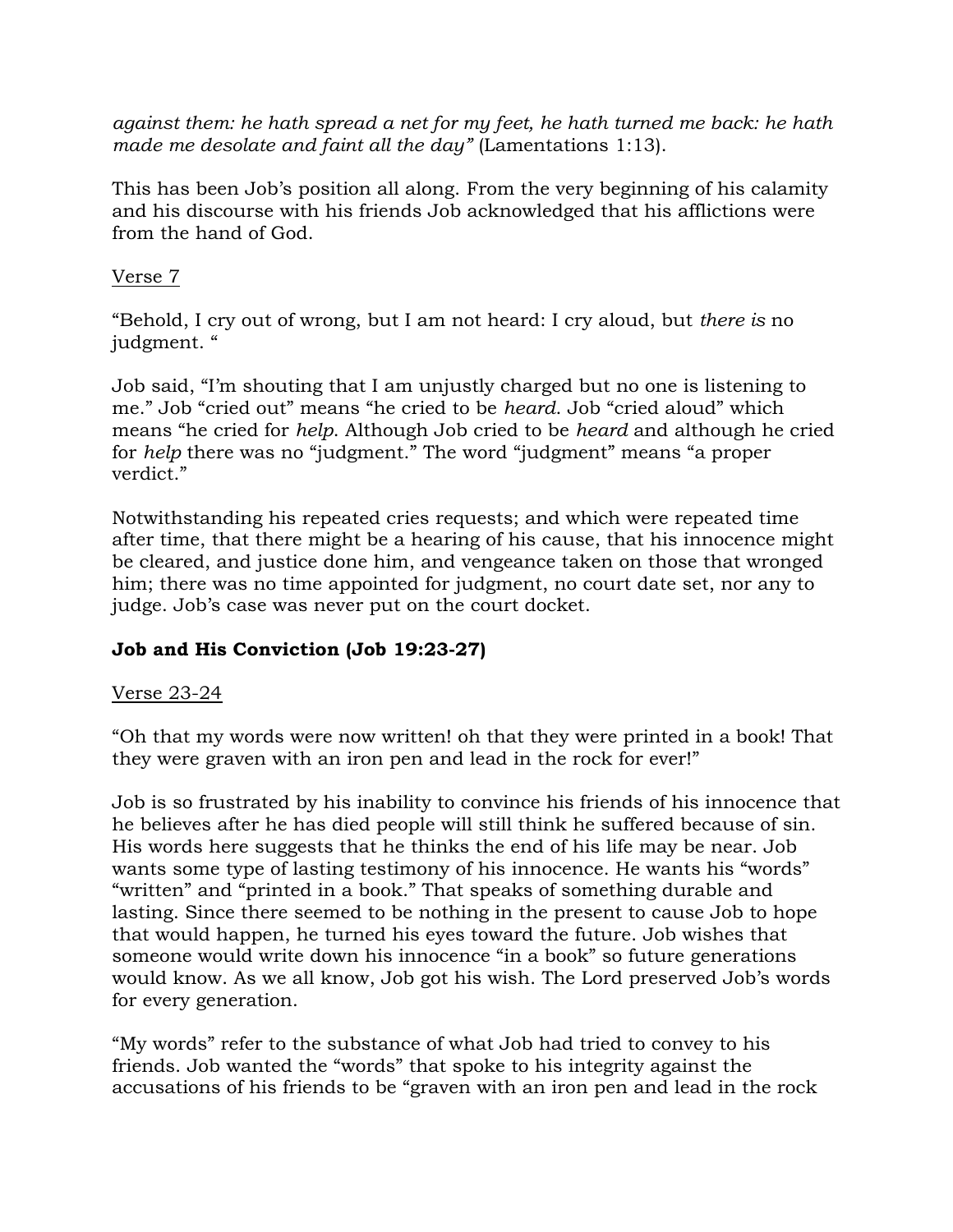*against them: he hath spread a net for my feet, he hath turned me back: he hath made me desolate and faint all the day"* (Lamentations 1:13).

This has been Job's position all along. From the very beginning of his calamity and his discourse with his friends Job acknowledged that his afflictions were from the hand of God.

<u>Verse 7</u>

"Behold, I cry out of wrong, but I am not heard: I cry aloud, but *there is* no judgment. "

Job said, "I'm shouting that I am unjustly charged but no one is listening to me." Job "cried out" means "he cried to be *heard*. Job "cried aloud" which means "he cried for *help*. Although Job cried to be *heard* and although he cried for *help* there was no "judgment." The word "judgment" means "a proper verdict."

Notwithstanding his repeated cries requests; and which were repeated time after time, that there might be a hearing of his cause, that his innocence might be cleared, and justice done him, and vengeance taken on those that wronged him; there was no time appointed for judgment, no court date set, nor any to judge. Job's case was never put on the court docket.

**Job and His Conviction (Job 19:23-27)**

<u>Verse 23-24</u>

"Oh that my words were now written! oh that they were printed in a book! That they were graven with an iron pen and lead in the rock for ever!"

Job is so frustrated by his inability to convince his friends of his innocence that he believes after he has died people will still think he suffered because of sin. His words here suggests that he thinks the end of his life may be near. Job wants some type of lasting testimony of his innocence. He wants his "words" "written" and "printed in a book." That speaks of something durable and lasting. Since there seemed to be nothing in the present to cause Job to hope that would happen, he turned his eyes toward the future. Job wishes that someone would write down his innocence "in a book" so future generations would know. As we all know, Job got his wish. The Lord preserved Job's words for every generation.

"My words" refer to the substance of what Job had tried to convey to his friends. Job wanted the "words" that spoke to his integrity against the accusations of his friends to be "graven with an iron pen and lead in the rock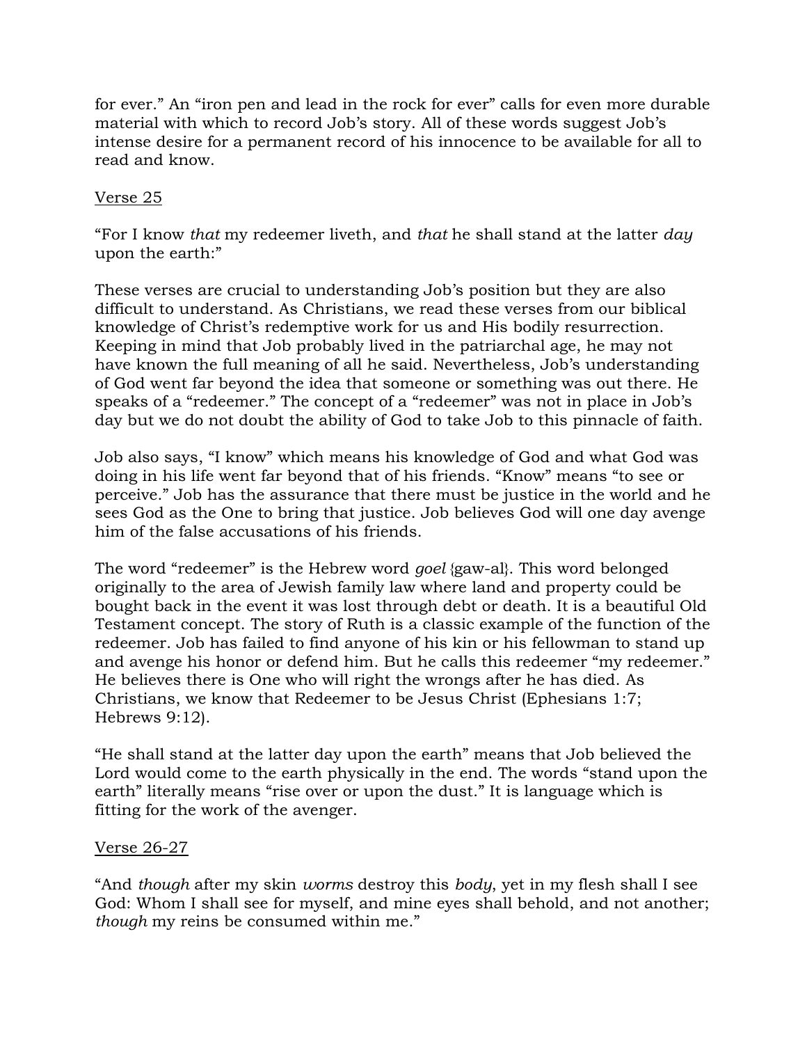for ever." An "iron pen and lead in the rock for ever" calls for even more durable material with which to record Job's story. All of these words suggest Job's intense desire for a permanent record of his innocence to be available for all to read and know.

<u>Verse 25</u>

"For I know *that* my redeemer liveth, and *that* he shall stand at the latter *day* upon the earth:"

These verses are crucial to understanding Job's position but they are also difficult to understand. As Christians, we read these verses from our biblical knowledge of Christ's redemptive work for us and His bodily resurrection. Keeping in mind that Job probably lived in the patriarchal age, he may not have known the full meaning of all he said. Nevertheless, Job's understanding of God went far beyond the idea that someone or something was out there. He speaks of a "redeemer." The concept of a "redeemer" was not in place in Job's day but we do not doubt the ability of God to take Job to this pinnacle of faith.

Job also says, "I know" which means his knowledge of God and what God was doing in his life went far beyond that of his friends. "Know" means "to see or perceive." Job has the assurance that there must be justice in the world and he sees God as the One to bring that justice. Job believes God will one day avenge him of the false accusations of his friends.

The word "redeemer" is the Hebrew word *goel* {gaw-al}. This word belonged originally to the area of Jewish family law where land and property could be bought back in the event it was lost through debt or death. It is a beautiful Old Testament concept. The story of Ruth is a classic example of the function of the redeemer. Job has failed to find anyone of his kin or his fellowman to stand up and avenge his honor or defend him. But he calls this redeemer "my redeemer." He believes there is One who will right the wrongs after he has died. As Christians, we know that Redeemer to be Jesus Christ (Ephesians 1:7; Hebrews 9:12).

"He shall stand at the latter day upon the earth" means that Job believed the Lord would come to the earth physically in the end. The words "stand upon the earth" literally means "rise over or upon the dust." It is language which is fitting for the work of the avenger.

<u>Verse 26-27</u>

"And *though* after my skin *worms* destroy this *body*, yet in my flesh shall I see God: Whom I shall see for myself, and mine eyes shall behold, and not another; *though* my reins be consumed within me."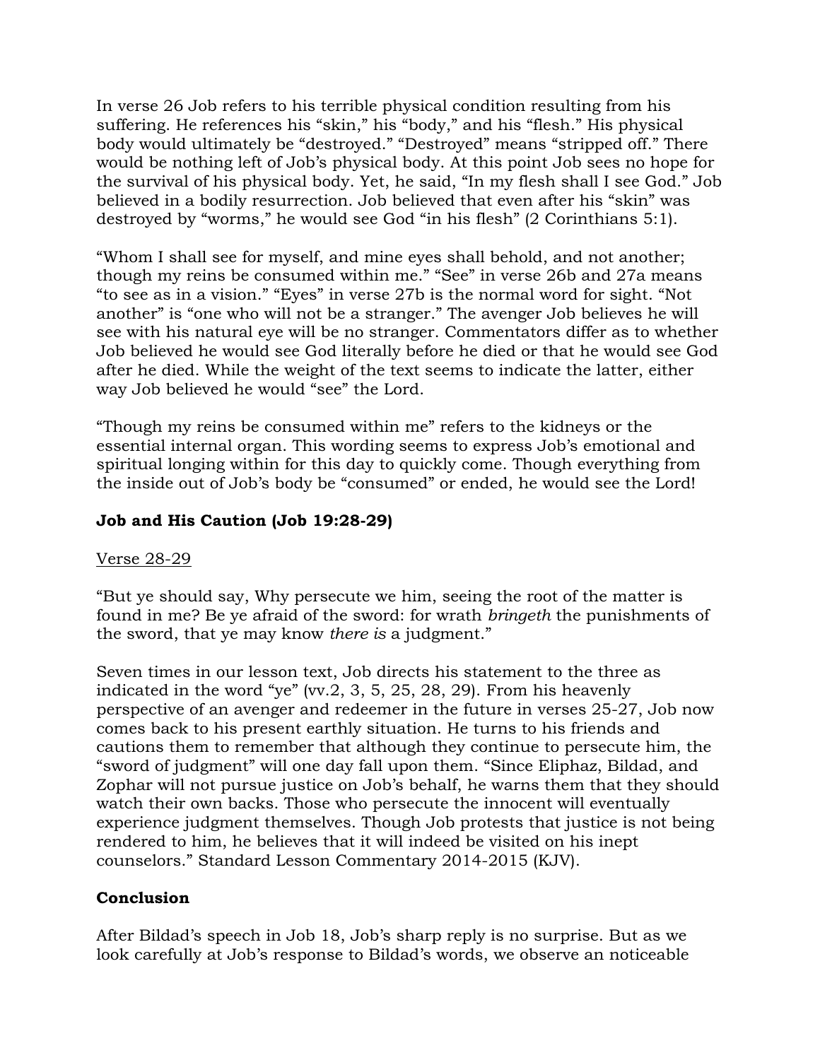In verse 26 Job refers to his terrible physical condition resulting from his suffering. He references his "skin," his "body," and his "flesh." His physical body would ultimately be "destroyed." "Destroyed" means "stripped off." There would be nothing left of Job's physical body. At this point Job sees no hope for the survival of his physical body. Yet, he said, "In my flesh shall I see God." Job believed in a bodily resurrection. Job believed that even after his "skin" was destroyed by "worms," he would see God "in his flesh" (2 Corinthians 5:1).

"Whom I shall see for myself, and mine eyes shall behold, and not another; though my reins be consumed within me." "See" in verse 26b and 27a means "to see as in a vision." "Eyes" in verse 27b is the normal word for sight. "Not another" is "one who will not be a stranger." The avenger Job believes he will see with his natural eye will be no stranger. Commentators differ as to whether Job believed he would see God literally before he died or that he would see God after he died. While the weight of the text seems to indicate the latter, either way Job believed he would "see" the Lord.

"Though my reins be consumed within me" refers to the kidneys or the essential internal organ. This wording seems to express Job's emotional and spiritual longing within for this day to quickly come. Though everything from the inside out of Job's body be "consumed" or ended, he would see the Lord!

**Job and His Caution (Job 19:28-29)**

<u>Verse 28-29</u>

"But ye should say, Why persecute we him, seeing the root of the matter is found in me? Be ye afraid of the sword: for wrath *bringeth* the punishments of the sword, that ye may know *there is* a judgment."

Seven times in our lesson text, Job directs his statement to the three as indicated in the word "ye" (vv.2, 3, 5, 25, 28, 29). From his heavenly perspective of an avenger and redeemer in the future in verses 25-27, Job now comes back to his present earthly situation. He turns to his friends and cautions them to remember that although they continue to persecute him, the "sword of judgment" will one day fall upon them. "Since Eliphaz, Bildad, and Zophar will not pursue justice on Job's behalf, he warns them that they should watch their own backs. Those who persecute the innocent will eventually experience judgment themselves. Though Job protests that justice is not being rendered to him, he believes that it will indeed be visited on his inept counselors." Standard Lesson Commentary 2014-2015 (KJV).

**Conclusion**

After Bildad's speech in Job 18, Job's sharp reply is no surprise. But as we look carefully at Job's response to Bildad's words, we observe an noticeable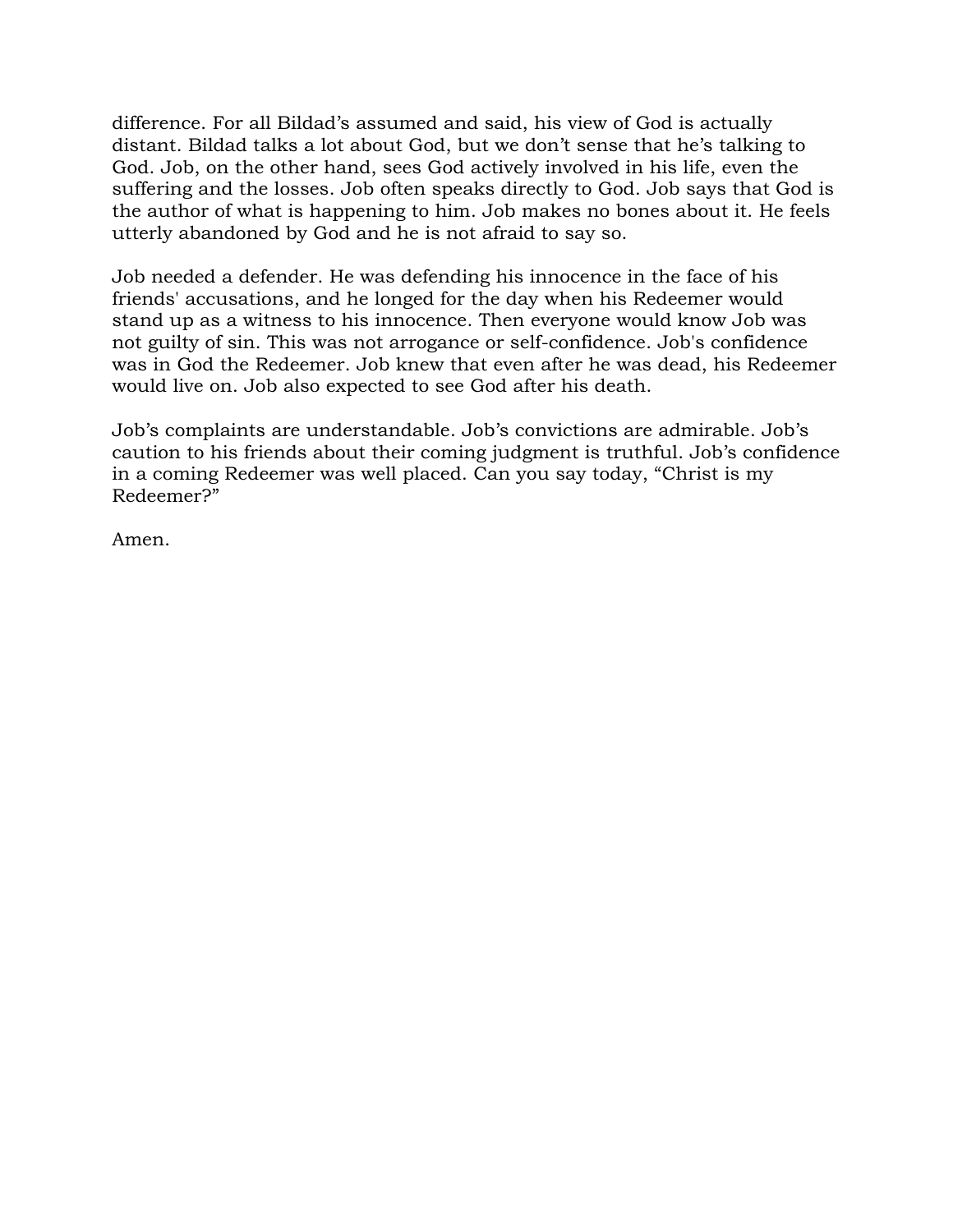difference. For all Bildad's assumed and said, his view of God is actually distant. Bildad talks a lot about God, but we don't sense that he's talking to God. Job, on the other hand, sees God actively involved in his life, even the suffering and the losses. Job often speaks directly to God. Job says that God is the author of what is happening to him. Job makes no bones about it. He feels utterly abandoned by God and he is not afraid to say so.

Job needed a defender. He was defending his innocence in the face of his friends' accusations, and he longed for the day when his Redeemer would stand up as a witness to his innocence. Then everyone would know Job was not guilty of sin. This was not arrogance or self-confidence. Job's confidence was in God the Redeemer. Job knew that even after he was dead, his Redeemer would live on. Job also expected to see God after his death.

Job's complaints are understandable. Job's convictions are admirable. Job's caution to his friends about their coming judgment is truthful. Job's confidence in a coming Redeemer was well placed. Can you say today, "Christ is my Redeemer?"

Amen.